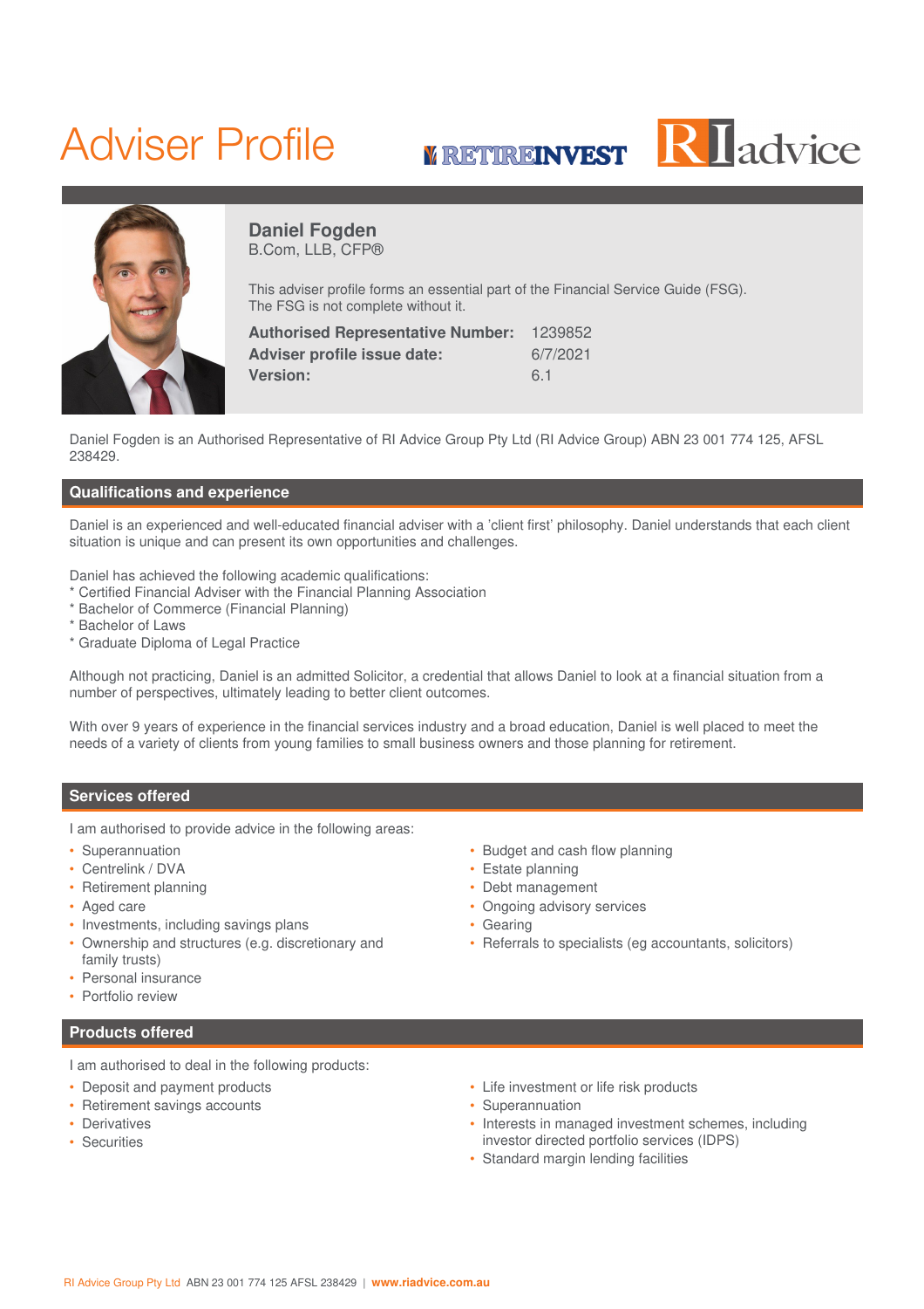# Adviser Profile

RETIREINVEST RIadvice

**Daniel Fogden**
B.Com, LLB, CFP®

This adviser profile forms an essential part of the Financial Service Guide (FSG). The FSG is not complete without it.

| | |
|---|---|
| **Authorised Representative Number:** | 1239852 |
| **Adviser profile issue date:** | 6/7/2021 |
| **Version:** | 6.1 |

Daniel Fogden is an Authorised Representative of RI Advice Group Pty Ltd (RI Advice Group) ABN 23 001 774 125, AFSL 238429.

## Qualifications and experience

Daniel is an experienced and well-educated financial adviser with a 'client first' philosophy. Daniel understands that each client situation is unique and can present its own opportunities and challenges.

Daniel has achieved the following academic qualifications:
* Certified Financial Adviser with the Financial Planning Association
* Bachelor of Commerce (Financial Planning)
* Bachelor of Laws
* Graduate Diploma of Legal Practice

Although not practicing, Daniel is an admitted Solicitor, a credential that allows Daniel to look at a financial situation from a number of perspectives, ultimately leading to better client outcomes.

With over 9 years of experience in the financial services industry and a broad education, Daniel is well placed to meet the needs of a variety of clients from young families to small business owners and those planning for retirement.

## Services offered

I am authorised to provide advice in the following areas:

- Superannuation
- Centrelink / DVA
- Retirement planning
- Aged care
- Investments, including savings plans
- Ownership and structures (e.g. discretionary and family trusts)
- Personal insurance
- Portfolio review
- Budget and cash flow planning
- Estate planning
- Debt management
- Ongoing advisory services
- Gearing
- Referrals to specialists (eg accountants, solicitors)

## Products offered

I am authorised to deal in the following products:

- Deposit and payment products
- Retirement savings accounts
- Derivatives
- Securities
- Life investment or life risk products
- Superannuation
- Interests in managed investment schemes, including investor directed portfolio services (IDPS)
- Standard margin lending facilities

RI Advice Group Pty Ltd ABN 23 001 774 125 AFSL 238429 | **www.riadvice.com.au**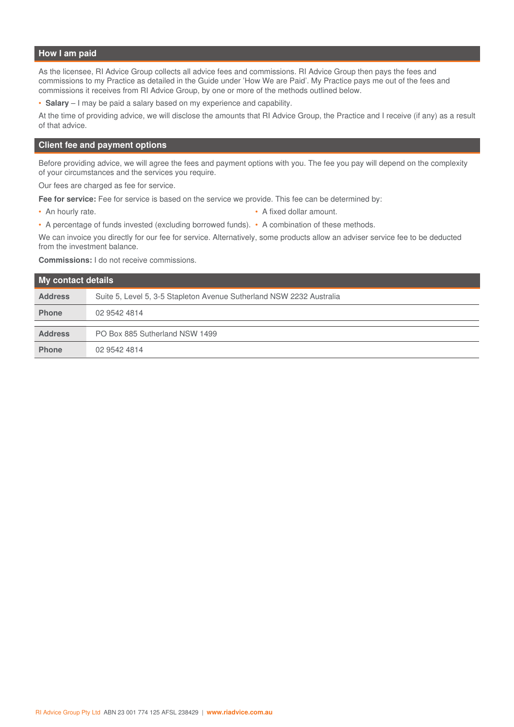## How I am paid

As the licensee, RI Advice Group collects all advice fees and commissions. RI Advice Group then pays the fees and commissions to my Practice as detailed in the Guide under 'How We are Paid'. My Practice pays me out of the fees and commissions it receives from RI Advice Group, by one or more of the methods outlined below.

- **Salary** – I may be paid a salary based on my experience and capability.

At the time of providing advice, we will disclose the amounts that RI Advice Group, the Practice and I receive (if any) as a result of that advice.

## Client fee and payment options

Before providing advice, we will agree the fees and payment options with you. The fee you pay will depend on the complexity of your circumstances and the services you require.

Our fees are charged as fee for service.

**Fee for service:** Fee for service is based on the service we provide. This fee can be determined by:

- An hourly rate.
- A percentage of funds invested (excluding borrowed funds).
- A fixed dollar amount.
- A combination of these methods.

We can invoice you directly for our fee for service. Alternatively, some products allow an adviser service fee to be deducted from the investment balance.

**Commissions:** I do not receive commissions.

## My contact details

| | |
|---|---|
| **Address** | Suite 5, Level 5, 3-5 Stapleton Avenue Sutherland NSW 2232 Australia |
| **Phone** | 02 9542 4814 |
| **Address** | PO Box 885 Sutherland NSW 1499 |
| **Phone** | 02 9542 4814 |

RI Advice Group Pty Ltd ABN 23 001 774 125 AFSL 238429 | **www.riadvice.com.au**